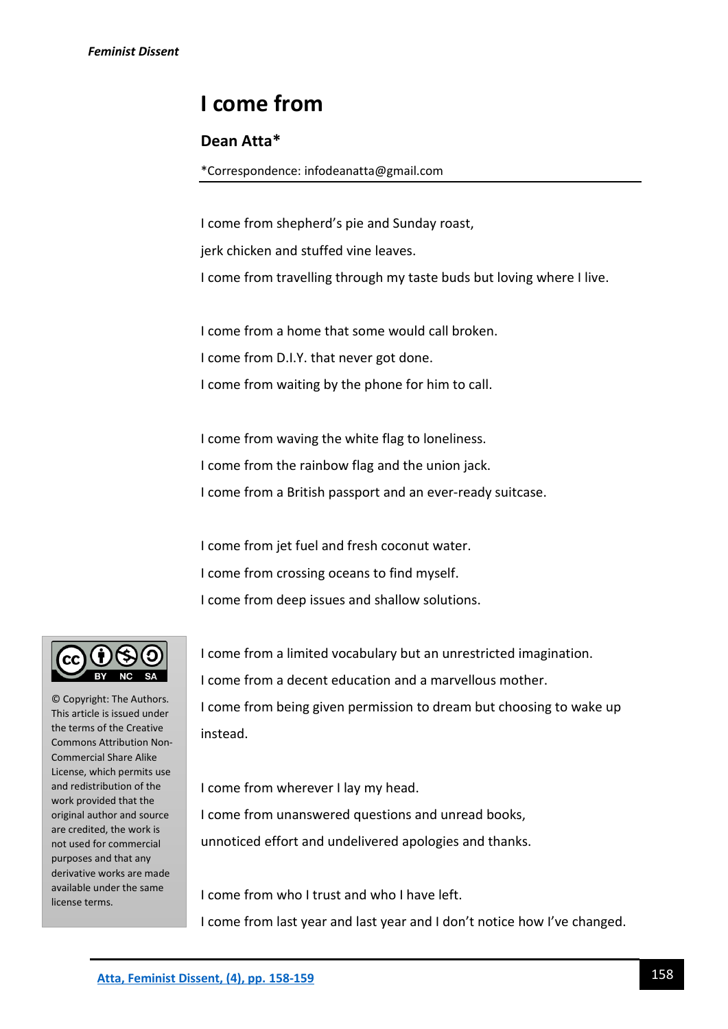# I come from

## Dean Atta*

*Correspondence: infodeanatta@gmail.com

---

I come from shepherd's pie and Sunday roast,

jerk chicken and stuffed vine leaves.

I come from travelling through my taste buds but loving where I live.

I come from a home that some would call broken.

I come from D.I.Y. that never got done.

I come from waiting by the phone for him to call.

I come from waving the white flag to loneliness.

I come from the rainbow flag and the union jack.

I come from a British passport and an ever-ready suitcase.

I come from jet fuel and fresh coconut water.

I come from crossing oceans to find myself.

I come from deep issues and shallow solutions.

I come from a limited vocabulary but an unrestricted imagination.

I come from a decent education and a marvellous mother.

I come from being given permission to dream but choosing to wake up instead.

I come from wherever I lay my head.

I come from unanswered questions and unread books,

unnoticed effort and undelivered apologies and thanks.

I come from who I trust and who I have left.

I come from last year and last year and I don't notice how I've changed.

© Copyright: The Authors. This article is issued under the terms of the Creative Commons Attribution Non-Commercial Share Alike License, which permits use and redistribution of the work provided that the original author and source are credited, the work is not used for commercial purposes and that any derivative works are made available under the same license terms.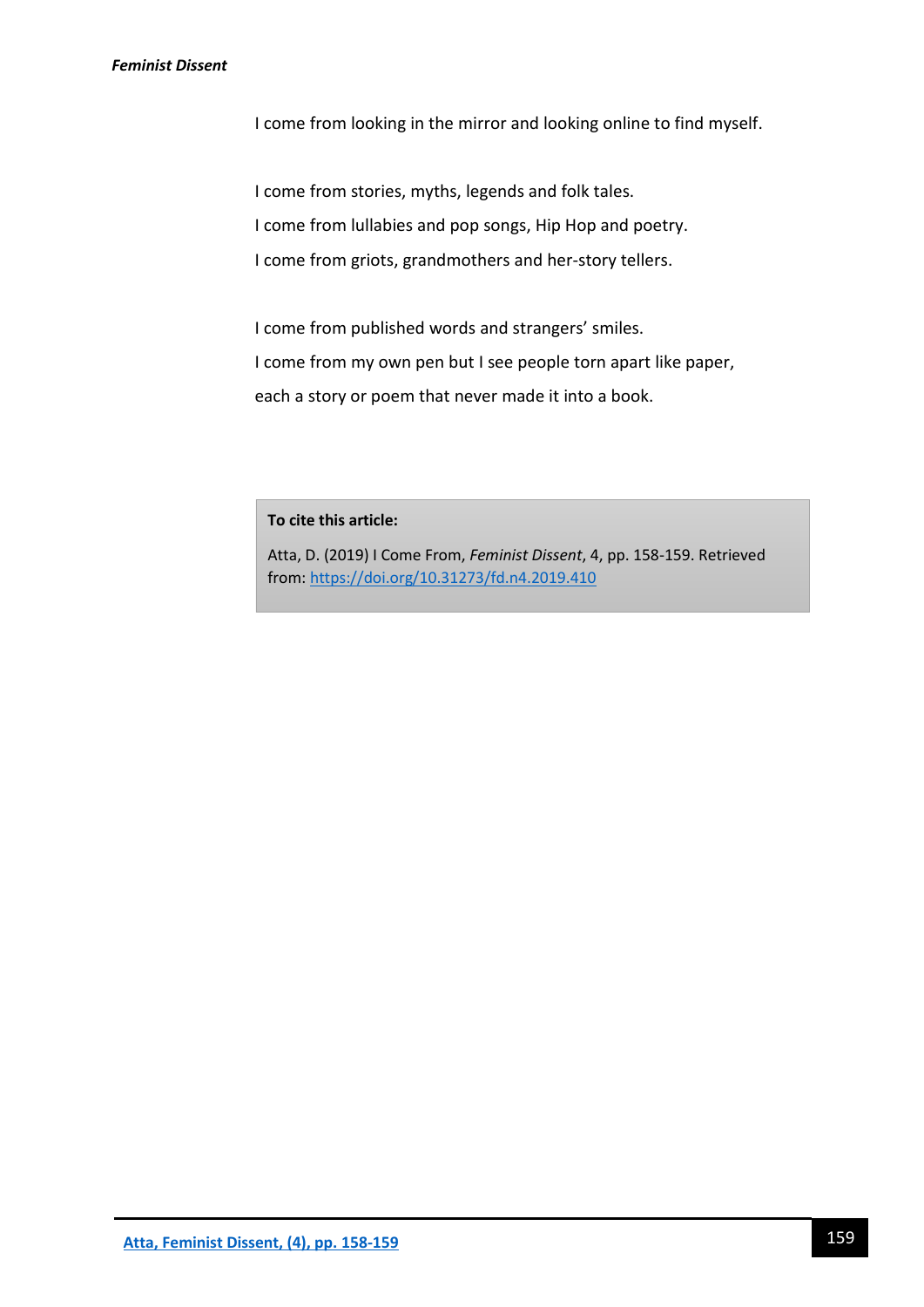I come from looking in the mirror and looking online to find myself.

I come from stories, myths, legends and folk tales.
I come from lullabies and pop songs, Hip Hop and poetry.
I come from griots, grandmothers and her-story tellers.

I come from published words and strangers' smiles.
I come from my own pen but I see people torn apart like paper,
each a story or poem that never made it into a book.

**To cite this article:**

Atta, D. (2019) I Come From, *Feminist Dissent*, 4, pp. 158-159. Retrieved from: https://doi.org/10.31273/fd.n4.2019.410